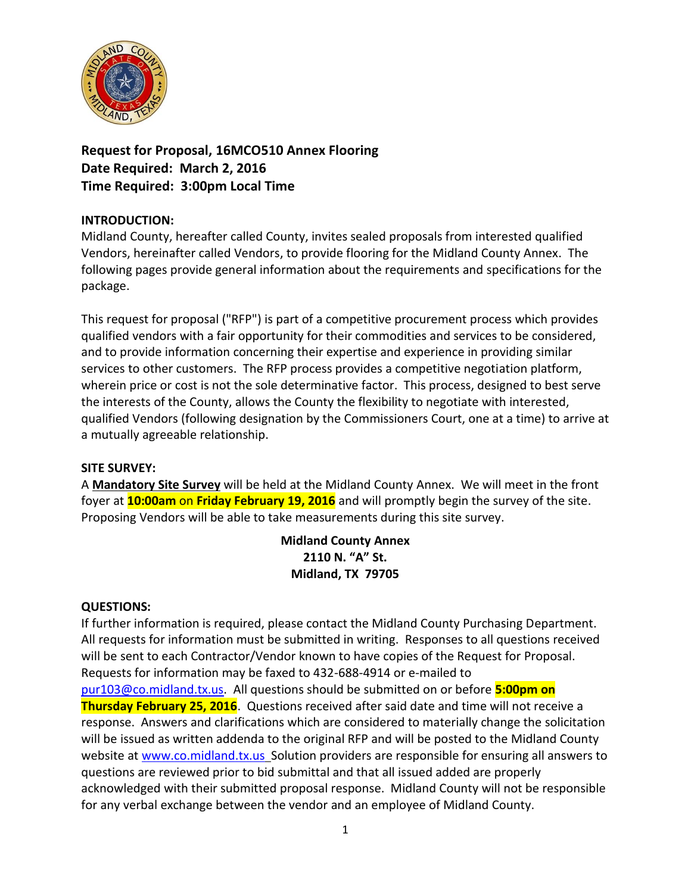**Request for Proposal, 16MCO510 Annex Flooring**
**Date Required: March 2, 2016**
**Time Required: 3:00pm Local Time**

**INTRODUCTION:**

Midland County, hereafter called County, invites sealed proposals from interested qualified Vendors, hereinafter called Vendors, to provide flooring for the Midland County Annex. The following pages provide general information about the requirements and specifications for the package.

This request for proposal ("RFP") is part of a competitive procurement process which provides qualified vendors with a fair opportunity for their commodities and services to be considered, and to provide information concerning their expertise and experience in providing similar services to other customers. The RFP process provides a competitive negotiation platform, wherein price or cost is not the sole determinative factor. This process, designed to best serve the interests of the County, allows the County the flexibility to negotiate with interested, qualified Vendors (following designation by the Commissioners Court, one at a time) to arrive at a mutually agreeable relationship.

**SITE SURVEY:**

A **Mandatory Site Survey** will be held at the Midland County Annex. We will meet in the front foyer at **10:00am** on **Friday February 19, 2016** and will promptly begin the survey of the site. Proposing Vendors will be able to take measurements during this site survey.

**Midland County Annex**
**2110 N. "A" St.**
**Midland, TX 79705**

**QUESTIONS:**

If further information is required, please contact the Midland County Purchasing Department. All requests for information must be submitted in writing. Responses to all questions received will be sent to each Contractor/Vendor known to have copies of the Request for Proposal. Requests for information may be faxed to 432-688-4914 or e-mailed to pur103@co.midland.tx.us. All questions should be submitted on or before **5:00pm on Thursday February 25, 2016**. Questions received after said date and time will not receive a response. Answers and clarifications which are considered to materially change the solicitation will be issued as written addenda to the original RFP and will be posted to the Midland County website at www.co.midland.tx.us Solution providers are responsible for ensuring all answers to questions are reviewed prior to bid submittal and that all issued added are properly acknowledged with their submitted proposal response. Midland County will not be responsible for any verbal exchange between the vendor and an employee of Midland County.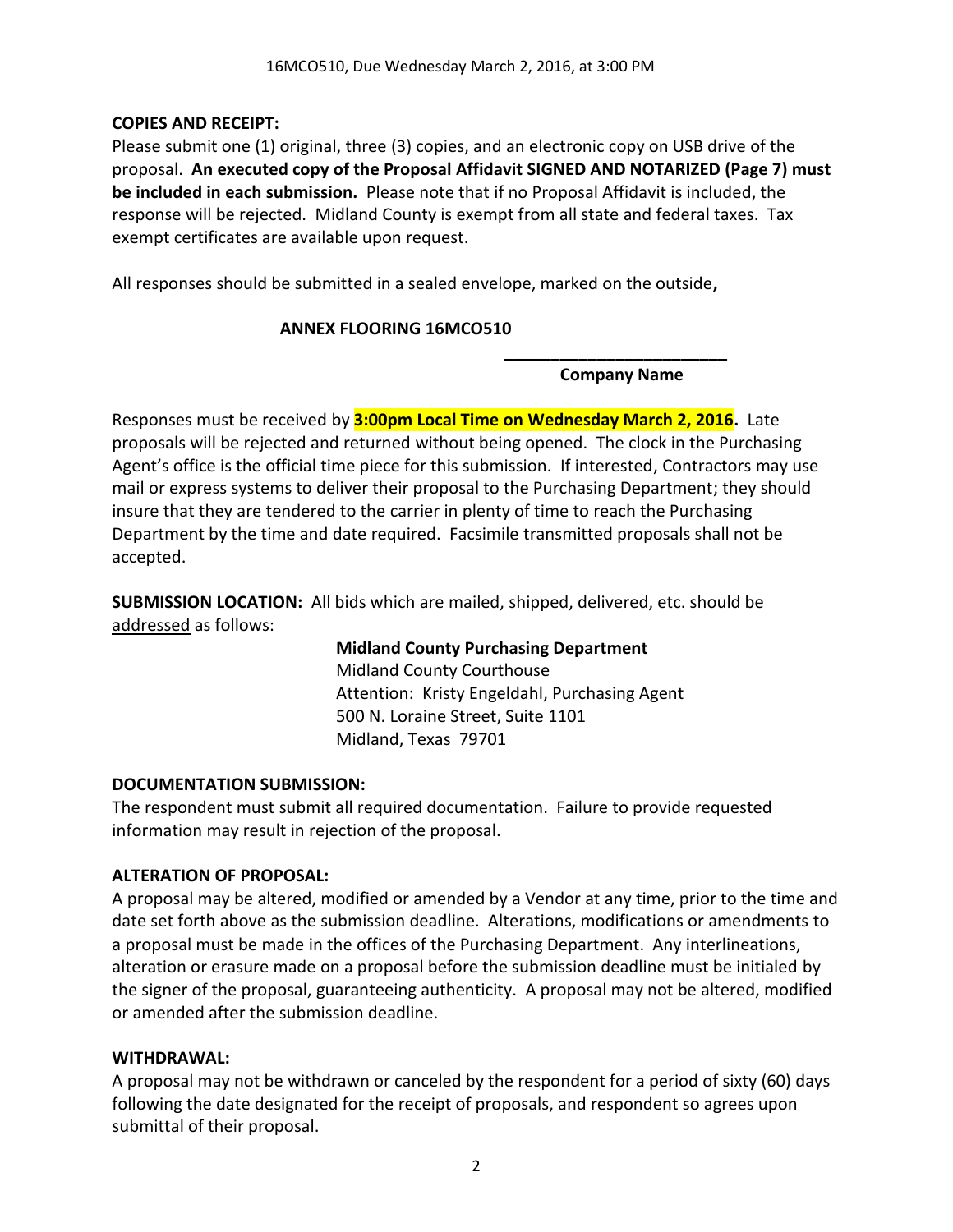**COPIES AND RECEIPT:**
Please submit one (1) original, three (3) copies, and an electronic copy on USB drive of the proposal. **An executed copy of the Proposal Affidavit SIGNED AND NOTARIZED (Page 7) must be included in each submission.** Please note that if no Proposal Affidavit is included, the response will be rejected. Midland County is exempt from all state and federal taxes. Tax exempt certificates are available upon request.

All responses should be submitted in a sealed envelope, marked on the outside**,**

**ANNEX FLOORING 16MCO510**

**________________________**
**Company Name**

Responses must be received by **3:00pm Local Time on Wednesday March 2, 2016.** Late proposals will be rejected and returned without being opened. The clock in the Purchasing Agent's office is the official time piece for this submission. If interested, Contractors may use mail or express systems to deliver their proposal to the Purchasing Department; they should insure that they are tendered to the carrier in plenty of time to reach the Purchasing Department by the time and date required. Facsimile transmitted proposals shall not be accepted.

**SUBMISSION LOCATION:** All bids which are mailed, shipped, delivered, etc. should be addressed as follows:

**Midland County Purchasing Department**
Midland County Courthouse
Attention: Kristy Engeldahl, Purchasing Agent
500 N. Loraine Street, Suite 1101
Midland, Texas 79701

**DOCUMENTATION SUBMISSION:**
The respondent must submit all required documentation. Failure to provide requested information may result in rejection of the proposal.

**ALTERATION OF PROPOSAL:**
A proposal may be altered, modified or amended by a Vendor at any time, prior to the time and date set forth above as the submission deadline. Alterations, modifications or amendments to a proposal must be made in the offices of the Purchasing Department. Any interlineations, alteration or erasure made on a proposal before the submission deadline must be initialed by the signer of the proposal, guaranteeing authenticity. A proposal may not be altered, modified or amended after the submission deadline.

**WITHDRAWAL:**
A proposal may not be withdrawn or canceled by the respondent for a period of sixty (60) days following the date designated for the receipt of proposals, and respondent so agrees upon submittal of their proposal.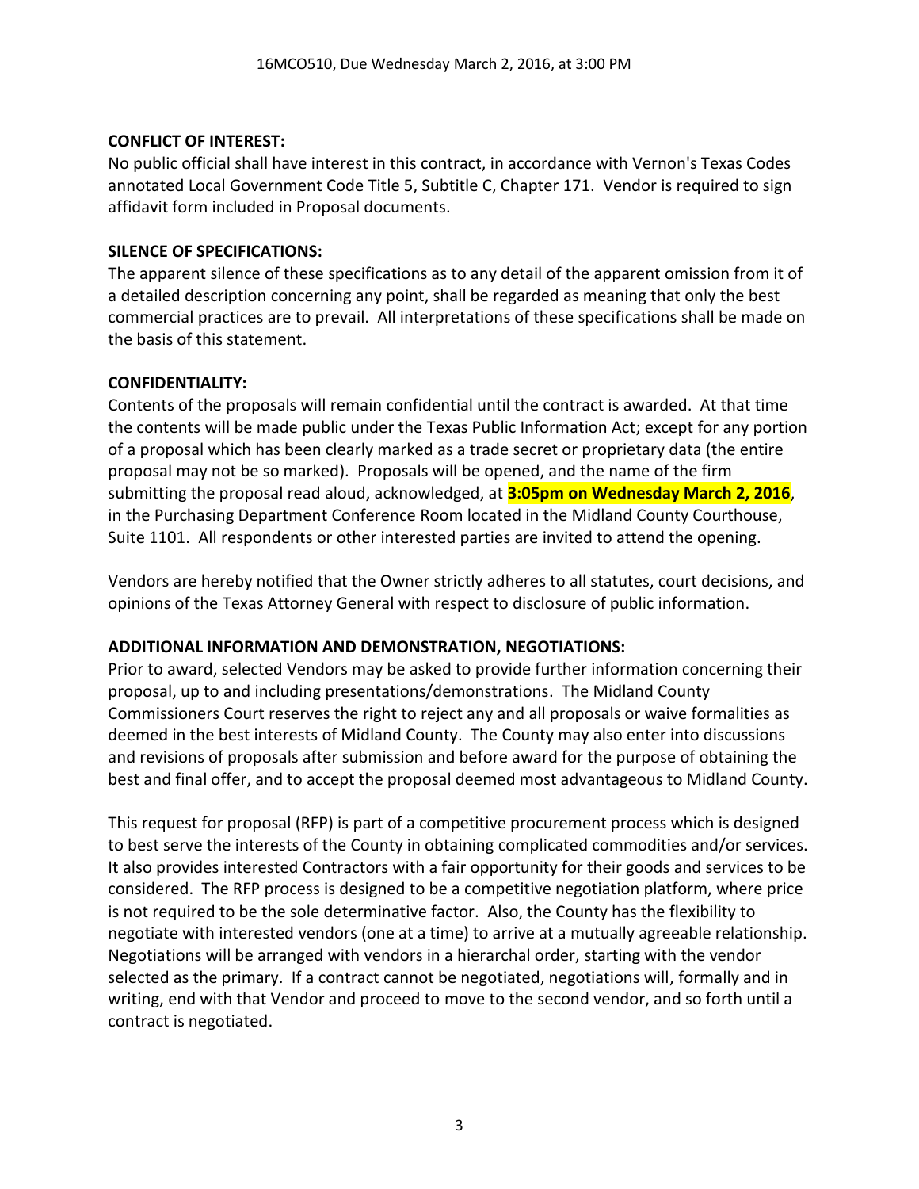**CONFLICT OF INTEREST:**

No public official shall have interest in this contract, in accordance with Vernon's Texas Codes annotated Local Government Code Title 5, Subtitle C, Chapter 171. Vendor is required to sign affidavit form included in Proposal documents.

**SILENCE OF SPECIFICATIONS:**

The apparent silence of these specifications as to any detail of the apparent omission from it of a detailed description concerning any point, shall be regarded as meaning that only the best commercial practices are to prevail. All interpretations of these specifications shall be made on the basis of this statement.

**CONFIDENTIALITY:**

Contents of the proposals will remain confidential until the contract is awarded. At that time the contents will be made public under the Texas Public Information Act; except for any portion of a proposal which has been clearly marked as a trade secret or proprietary data (the entire proposal may not be so marked). Proposals will be opened, and the name of the firm submitting the proposal read aloud, acknowledged, at **3:05pm on Wednesday March 2, 2016**, in the Purchasing Department Conference Room located in the Midland County Courthouse, Suite 1101. All respondents or other interested parties are invited to attend the opening.

Vendors are hereby notified that the Owner strictly adheres to all statutes, court decisions, and opinions of the Texas Attorney General with respect to disclosure of public information.

**ADDITIONAL INFORMATION AND DEMONSTRATION, NEGOTIATIONS:**

Prior to award, selected Vendors may be asked to provide further information concerning their proposal, up to and including presentations/demonstrations. The Midland County Commissioners Court reserves the right to reject any and all proposals or waive formalities as deemed in the best interests of Midland County. The County may also enter into discussions and revisions of proposals after submission and before award for the purpose of obtaining the best and final offer, and to accept the proposal deemed most advantageous to Midland County.

This request for proposal (RFP) is part of a competitive procurement process which is designed to best serve the interests of the County in obtaining complicated commodities and/or services. It also provides interested Contractors with a fair opportunity for their goods and services to be considered. The RFP process is designed to be a competitive negotiation platform, where price is not required to be the sole determinative factor. Also, the County has the flexibility to negotiate with interested vendors (one at a time) to arrive at a mutually agreeable relationship. Negotiations will be arranged with vendors in a hierarchal order, starting with the vendor selected as the primary. If a contract cannot be negotiated, negotiations will, formally and in writing, end with that Vendor and proceed to move to the second vendor, and so forth until a contract is negotiated.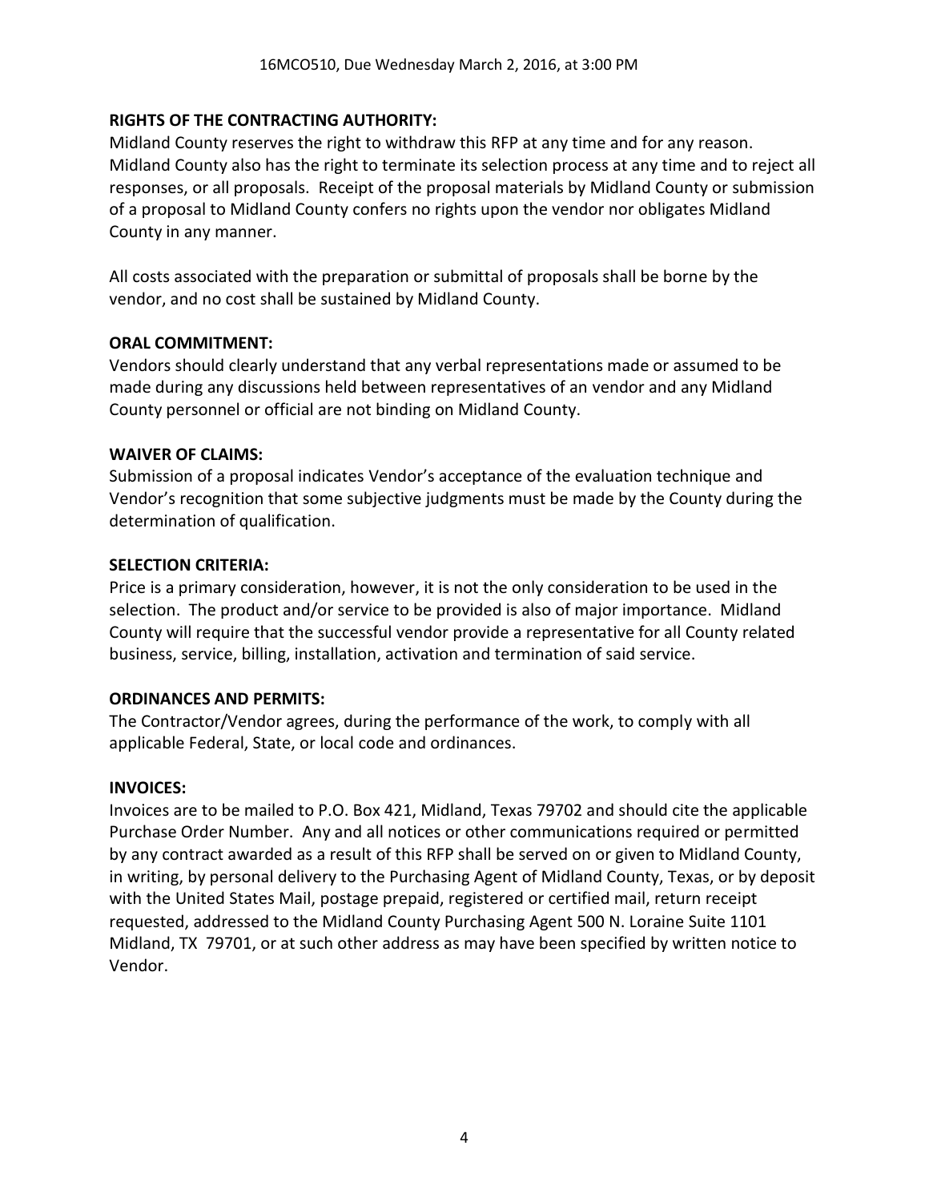**RIGHTS OF THE CONTRACTING AUTHORITY:**
Midland County reserves the right to withdraw this RFP at any time and for any reason. Midland County also has the right to terminate its selection process at any time and to reject all responses, or all proposals. Receipt of the proposal materials by Midland County or submission of a proposal to Midland County confers no rights upon the vendor nor obligates Midland County in any manner.

All costs associated with the preparation or submittal of proposals shall be borne by the vendor, and no cost shall be sustained by Midland County.

**ORAL COMMITMENT:**
Vendors should clearly understand that any verbal representations made or assumed to be made during any discussions held between representatives of an vendor and any Midland County personnel or official are not binding on Midland County.

**WAIVER OF CLAIMS:**
Submission of a proposal indicates Vendor's acceptance of the evaluation technique and Vendor's recognition that some subjective judgments must be made by the County during the determination of qualification.

**SELECTION CRITERIA:**
Price is a primary consideration, however, it is not the only consideration to be used in the selection. The product and/or service to be provided is also of major importance. Midland County will require that the successful vendor provide a representative for all County related business, service, billing, installation, activation and termination of said service.

**ORDINANCES AND PERMITS:**
The Contractor/Vendor agrees, during the performance of the work, to comply with all applicable Federal, State, or local code and ordinances.

**INVOICES:**
Invoices are to be mailed to P.O. Box 421, Midland, Texas 79702 and should cite the applicable Purchase Order Number. Any and all notices or other communications required or permitted by any contract awarded as a result of this RFP shall be served on or given to Midland County, in writing, by personal delivery to the Purchasing Agent of Midland County, Texas, or by deposit with the United States Mail, postage prepaid, registered or certified mail, return receipt requested, addressed to the Midland County Purchasing Agent 500 N. Loraine Suite 1101 Midland, TX 79701, or at such other address as may have been specified by written notice to Vendor.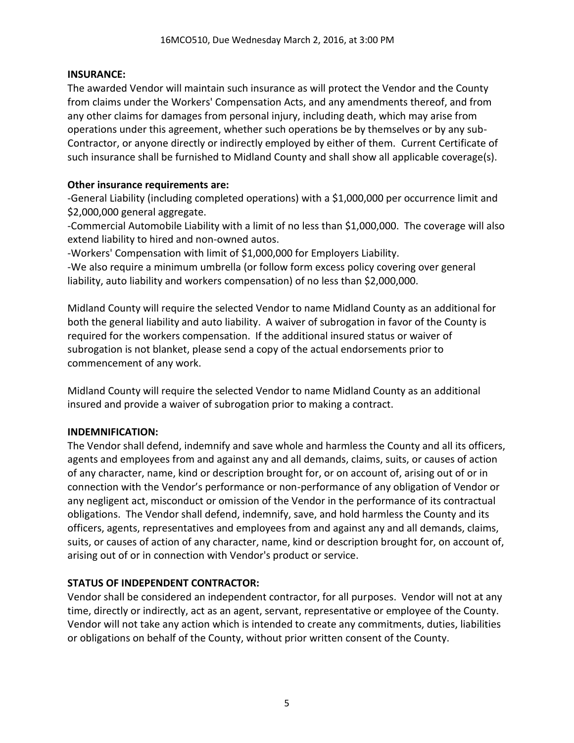**INSURANCE:**

The awarded Vendor will maintain such insurance as will protect the Vendor and the County from claims under the Workers' Compensation Acts, and any amendments thereof, and from any other claims for damages from personal injury, including death, which may arise from operations under this agreement, whether such operations be by themselves or by any sub-Contractor, or anyone directly or indirectly employed by either of them. Current Certificate of such insurance shall be furnished to Midland County and shall show all applicable coverage(s).

**Other insurance requirements are:**

-General Liability (including completed operations) with a $1,000,000 per occurrence limit and $2,000,000 general aggregate.

-Commercial Automobile Liability with a limit of no less than $1,000,000. The coverage will also extend liability to hired and non-owned autos.

-Workers' Compensation with limit of $1,000,000 for Employers Liability.

-We also require a minimum umbrella (or follow form excess policy covering over general liability, auto liability and workers compensation) of no less than $2,000,000.

Midland County will require the selected Vendor to name Midland County as an additional for both the general liability and auto liability. A waiver of subrogation in favor of the County is required for the workers compensation. If the additional insured status or waiver of subrogation is not blanket, please send a copy of the actual endorsements prior to commencement of any work.

Midland County will require the selected Vendor to name Midland County as an additional insured and provide a waiver of subrogation prior to making a contract.

**INDEMNIFICATION:**

The Vendor shall defend, indemnify and save whole and harmless the County and all its officers, agents and employees from and against any and all demands, claims, suits, or causes of action of any character, name, kind or description brought for, or on account of, arising out of or in connection with the Vendor's performance or non-performance of any obligation of Vendor or any negligent act, misconduct or omission of the Vendor in the performance of its contractual obligations. The Vendor shall defend, indemnify, save, and hold harmless the County and its officers, agents, representatives and employees from and against any and all demands, claims, suits, or causes of action of any character, name, kind or description brought for, on account of, arising out of or in connection with Vendor's product or service.

**STATUS OF INDEPENDENT CONTRACTOR:**

Vendor shall be considered an independent contractor, for all purposes. Vendor will not at any time, directly or indirectly, act as an agent, servant, representative or employee of the County. Vendor will not take any action which is intended to create any commitments, duties, liabilities or obligations on behalf of the County, without prior written consent of the County.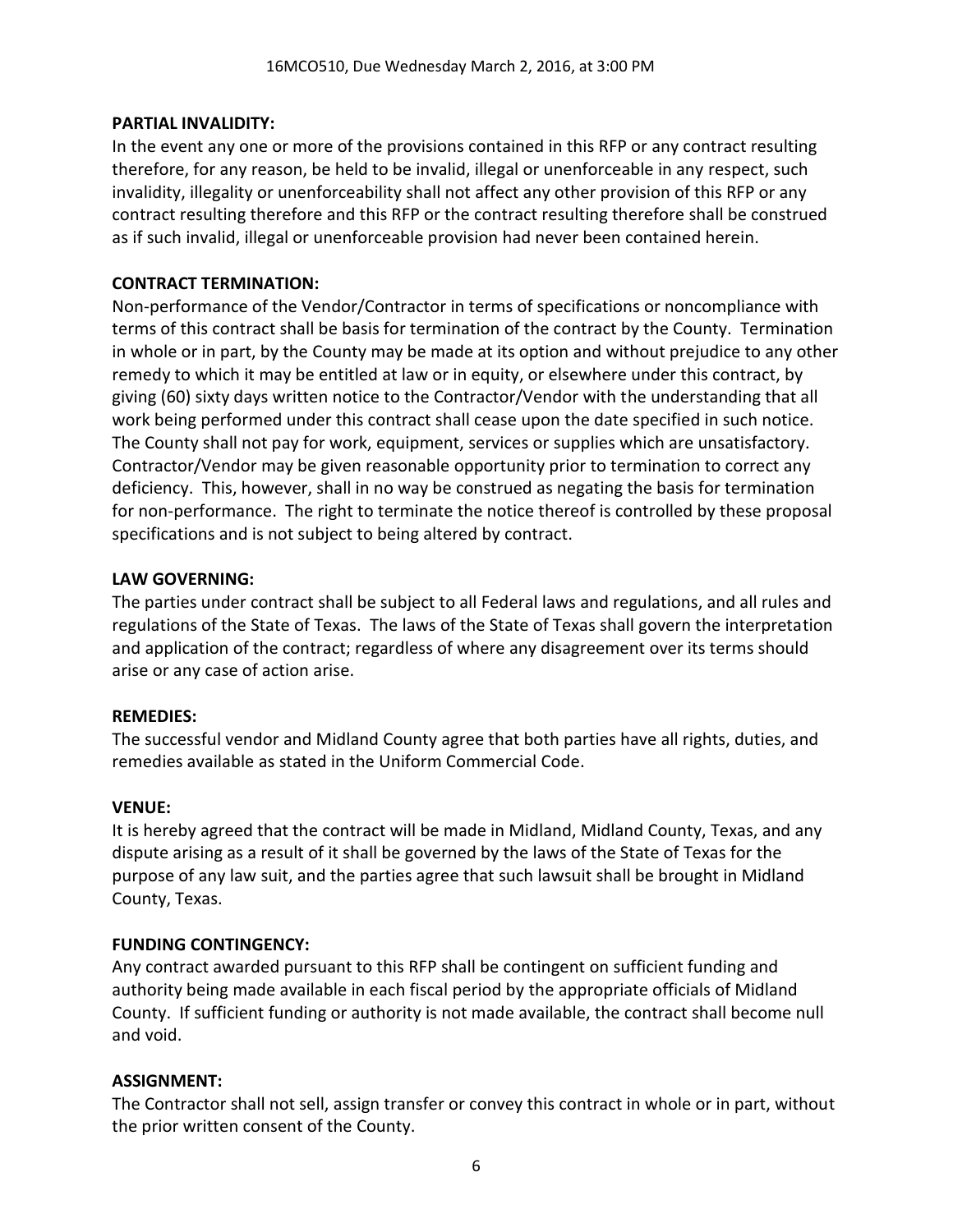**PARTIAL INVALIDITY:**

In the event any one or more of the provisions contained in this RFP or any contract resulting therefore, for any reason, be held to be invalid, illegal or unenforceable in any respect, such invalidity, illegality or unenforceability shall not affect any other provision of this RFP or any contract resulting therefore and this RFP or the contract resulting therefore shall be construed as if such invalid, illegal or unenforceable provision had never been contained herein.

**CONTRACT TERMINATION:**

Non-performance of the Vendor/Contractor in terms of specifications or noncompliance with terms of this contract shall be basis for termination of the contract by the County. Termination in whole or in part, by the County may be made at its option and without prejudice to any other remedy to which it may be entitled at law or in equity, or elsewhere under this contract, by giving (60) sixty days written notice to the Contractor/Vendor with the understanding that all work being performed under this contract shall cease upon the date specified in such notice. The County shall not pay for work, equipment, services or supplies which are unsatisfactory. Contractor/Vendor may be given reasonable opportunity prior to termination to correct any deficiency. This, however, shall in no way be construed as negating the basis for termination for non-performance. The right to terminate the notice thereof is controlled by these proposal specifications and is not subject to being altered by contract.

**LAW GOVERNING:**

The parties under contract shall be subject to all Federal laws and regulations, and all rules and regulations of the State of Texas. The laws of the State of Texas shall govern the interpretation and application of the contract; regardless of where any disagreement over its terms should arise or any case of action arise.

**REMEDIES:**

The successful vendor and Midland County agree that both parties have all rights, duties, and remedies available as stated in the Uniform Commercial Code.

**VENUE:**

It is hereby agreed that the contract will be made in Midland, Midland County, Texas, and any dispute arising as a result of it shall be governed by the laws of the State of Texas for the purpose of any law suit, and the parties agree that such lawsuit shall be brought in Midland County, Texas.

**FUNDING CONTINGENCY:**

Any contract awarded pursuant to this RFP shall be contingent on sufficient funding and authority being made available in each fiscal period by the appropriate officials of Midland County. If sufficient funding or authority is not made available, the contract shall become null and void.

**ASSIGNMENT:**

The Contractor shall not sell, assign transfer or convey this contract in whole or in part, without the prior written consent of the County.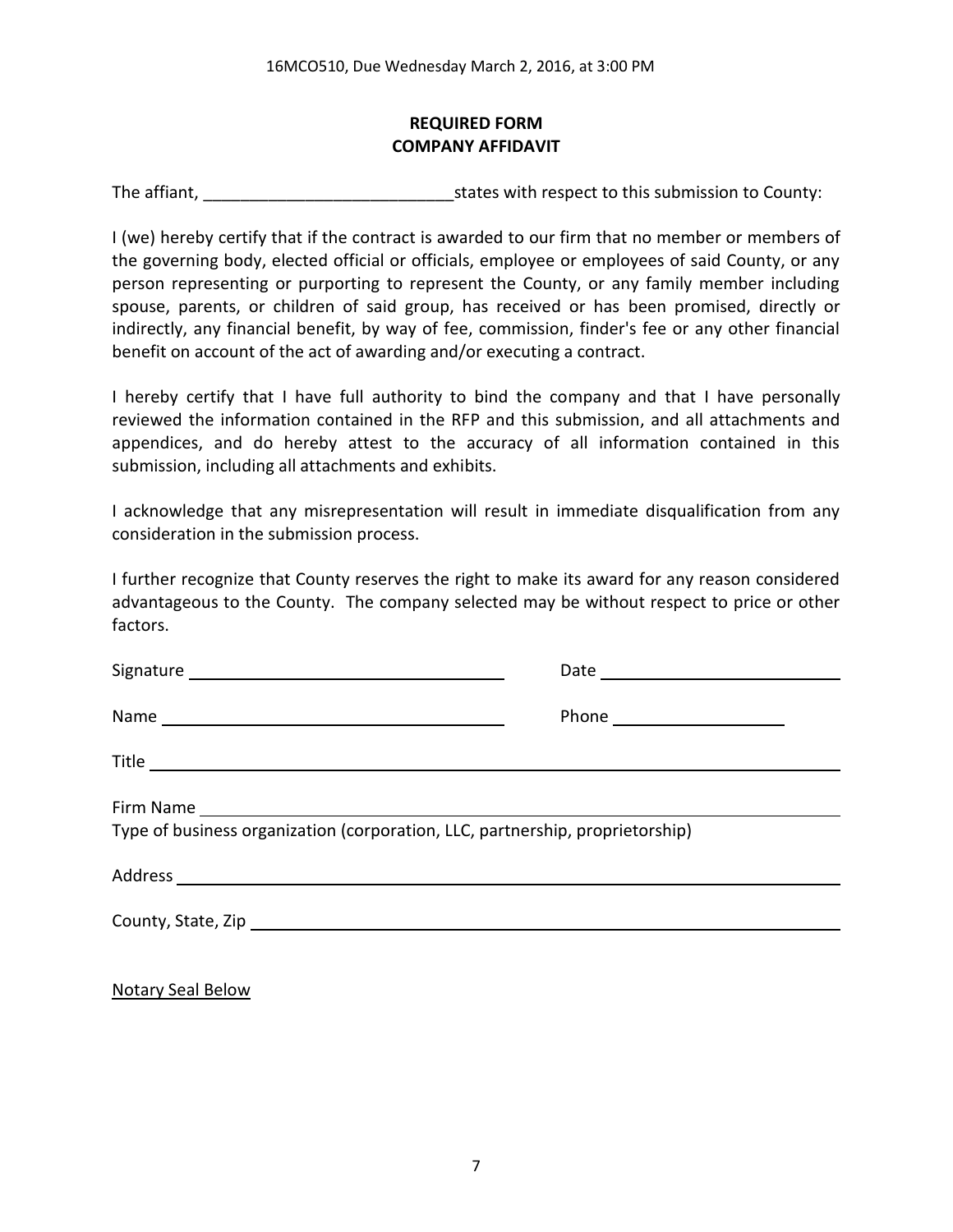**REQUIRED FORM**
**COMPANY AFFIDAVIT**

The affiant, ___________________________states with respect to this submission to County:

I (we) hereby certify that if the contract is awarded to our firm that no member or members of the governing body, elected official or officials, employee or employees of said County, or any person representing or purporting to represent the County, or any family member including spouse, parents, or children of said group, has received or has been promised, directly or indirectly, any financial benefit, by way of fee, commission, finder's fee or any other financial benefit on account of the act of awarding and/or executing a contract.

I hereby certify that I have full authority to bind the company and that I have personally reviewed the information contained in the RFP and this submission, and all attachments and appendices, and do hereby attest to the accuracy of all information contained in this submission, including all attachments and exhibits.

I acknowledge that any misrepresentation will result in immediate disqualification from any consideration in the submission process.

I further recognize that County reserves the right to make its award for any reason considered advantageous to the County. The company selected may be without respect to price or other factors.

Signature ___________________________ Date ___________________________

Name ___________________________ Phone ___________________________

Title ___________________________

Firm Name ___________________________
Type of business organization (corporation, LLC, partnership, proprietorship)

Address ___________________________

County, State, Zip ___________________________

Notary Seal Below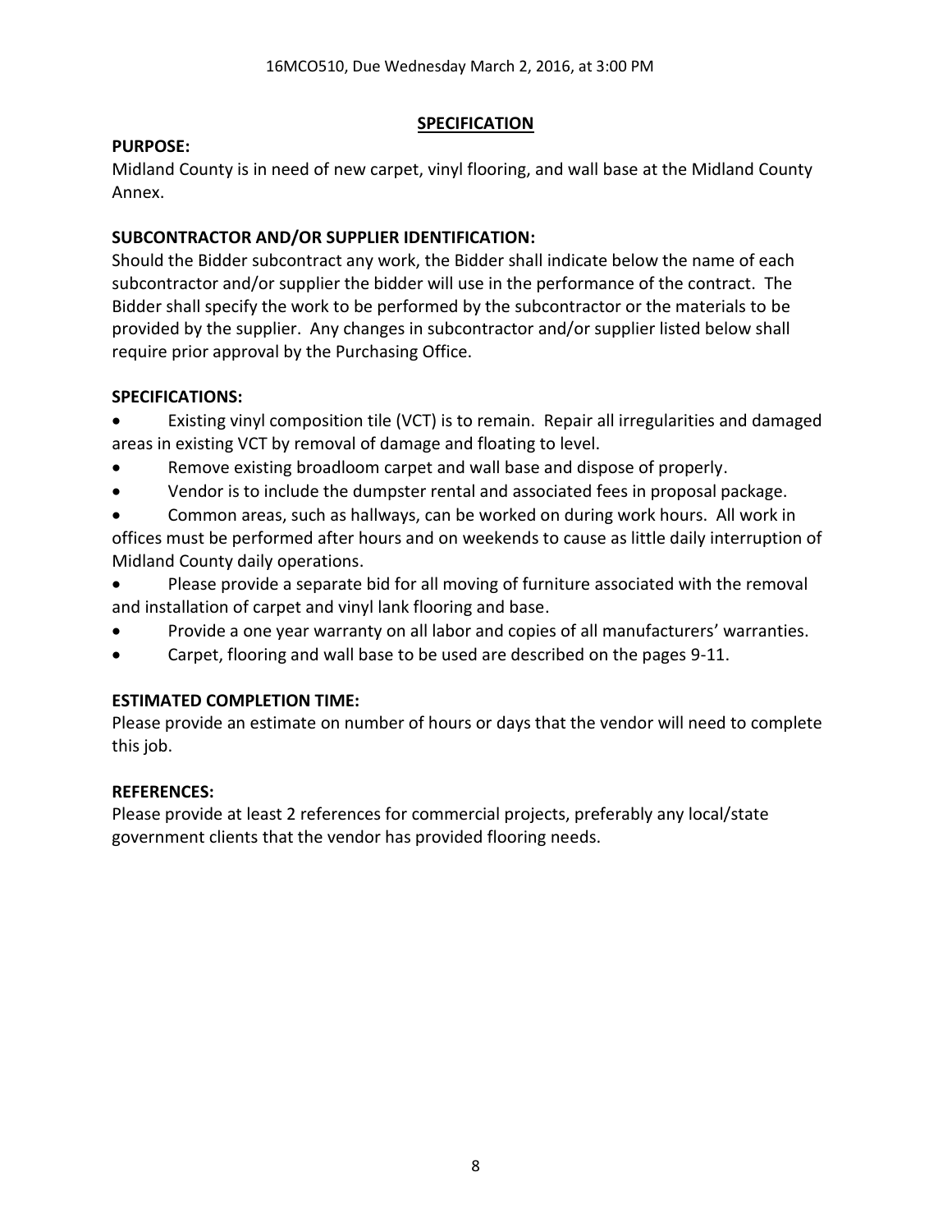## SPECIFICATION

**PURPOSE:**

Midland County is in need of new carpet, vinyl flooring, and wall base at the Midland County Annex.

**SUBCONTRACTOR AND/OR SUPPLIER IDENTIFICATION:**

Should the Bidder subcontract any work, the Bidder shall indicate below the name of each subcontractor and/or supplier the bidder will use in the performance of the contract. The Bidder shall specify the work to be performed by the subcontractor or the materials to be provided by the supplier. Any changes in subcontractor and/or supplier listed below shall require prior approval by the Purchasing Office.

**SPECIFICATIONS:**

- Existing vinyl composition tile (VCT) is to remain. Repair all irregularities and damaged areas in existing VCT by removal of damage and floating to level.
- Remove existing broadloom carpet and wall base and dispose of properly.
- Vendor is to include the dumpster rental and associated fees in proposal package.
- Common areas, such as hallways, can be worked on during work hours. All work in offices must be performed after hours and on weekends to cause as little daily interruption of Midland County daily operations.
- Please provide a separate bid for all moving of furniture associated with the removal and installation of carpet and vinyl lank flooring and base.
- Provide a one year warranty on all labor and copies of all manufacturers' warranties.
- Carpet, flooring and wall base to be used are described on the pages 9-11.

**ESTIMATED COMPLETION TIME:**

Please provide an estimate on number of hours or days that the vendor will need to complete this job.

**REFERENCES:**

Please provide at least 2 references for commercial projects, preferably any local/state government clients that the vendor has provided flooring needs.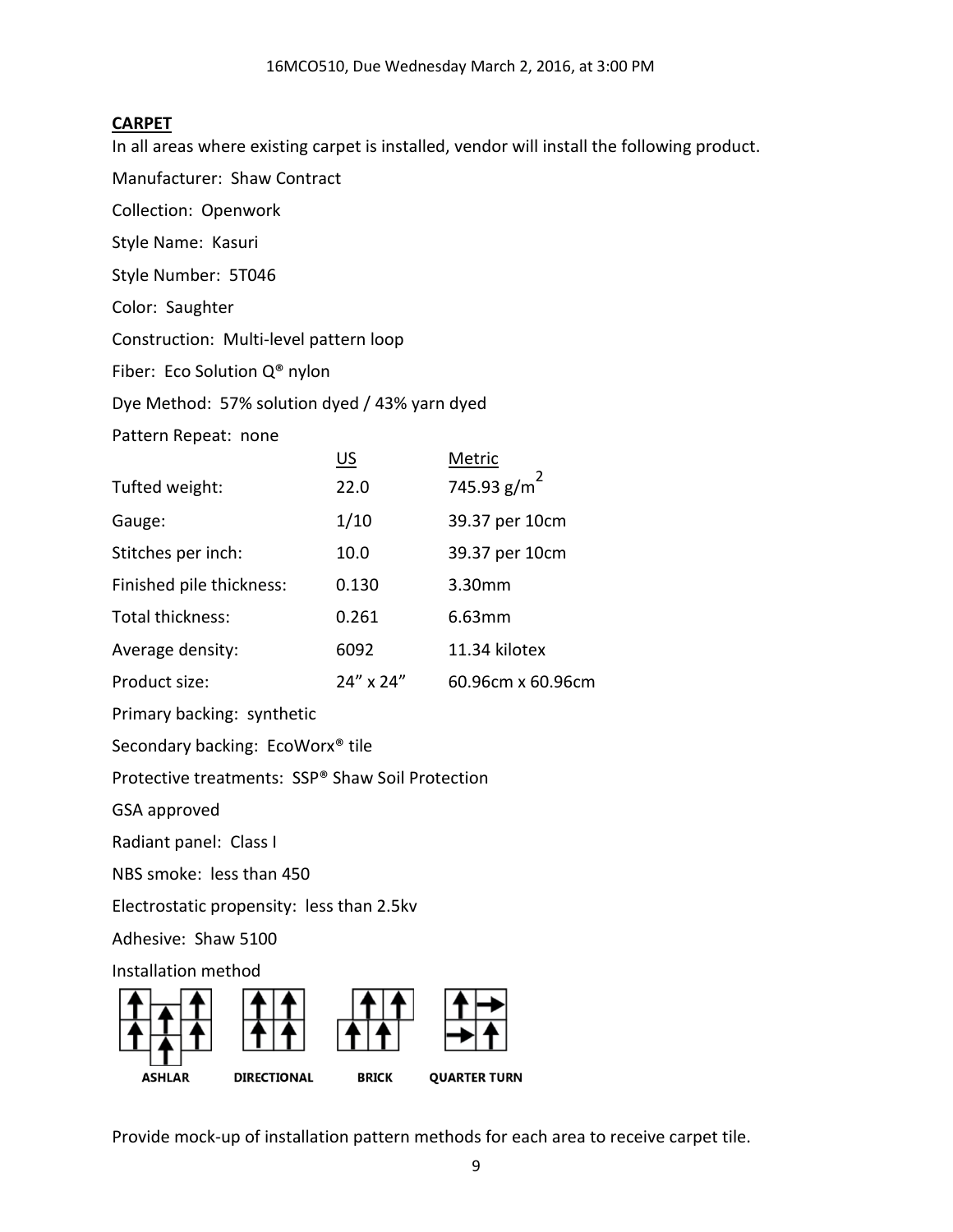**CARPET**

In all areas where existing carpet is installed, vendor will install the following product.

Manufacturer: Shaw Contract

Collection: Openwork

Style Name: Kasuri

Style Number: 5T046

Color: Saughter

Construction: Multi-level pattern loop

Fiber: Eco Solution Q® nylon

Dye Method: 57% solution dyed / 43% yarn dyed

Pattern Repeat: none

| | US | Metric |
|---|---|---|
| Tufted weight: | 22.0 | 745.93 $g/m^2$ |
| Gauge: | 1/10 | 39.37 per 10cm |
| Stitches per inch: | 10.0 | 39.37 per 10cm |
| Finished pile thickness: | 0.130 | 3.30mm |
| Total thickness: | 0.261 | 6.63mm |
| Average density: | 6092 | 11.34 kilotex |
| Product size: | 24" x 24" | 60.96cm x 60.96cm |

Primary backing: synthetic

Secondary backing: EcoWorx® tile

Protective treatments: SSP® Shaw Soil Protection

GSA approved

Radiant panel: Class I

NBS smoke: less than 450

Electrostatic propensity: less than 2.5kv

Adhesive: Shaw 5100

Installation method

ASHLAR DIRECTIONAL BRICK QUARTER TURN

Provide mock-up of installation pattern methods for each area to receive carpet tile.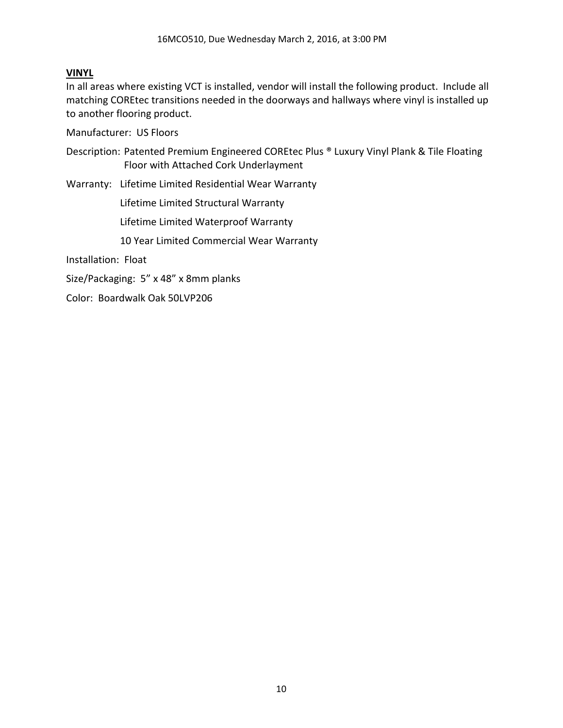**VINYL**

In all areas where existing VCT is installed, vendor will install the following product. Include all matching COREtec transitions needed in the doorways and hallways where vinyl is installed up to another flooring product.

Manufacturer: US Floors

Description: Patented Premium Engineered COREtec Plus ® Luxury Vinyl Plank & Tile Floating Floor with Attached Cork Underlayment

Warranty: Lifetime Limited Residential Wear Warranty

Lifetime Limited Structural Warranty

Lifetime Limited Waterproof Warranty

10 Year Limited Commercial Wear Warranty

Installation: Float

Size/Packaging: 5" x 48" x 8mm planks

Color: Boardwalk Oak 50LVP206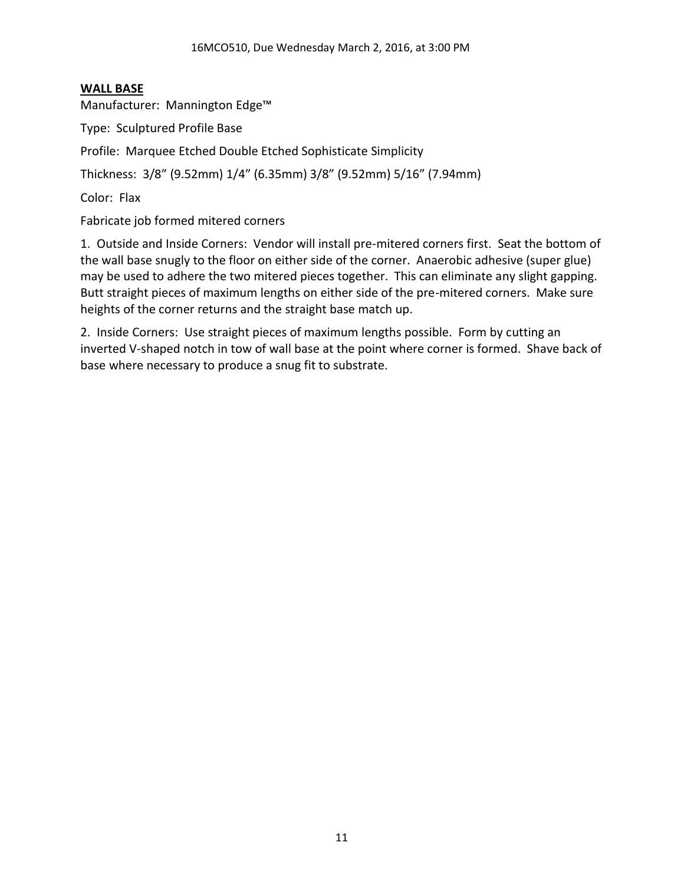**WALL BASE**

Manufacturer: Mannington Edge™

Type: Sculptured Profile Base

Profile: Marquee Etched Double Etched Sophisticate Simplicity

Thickness: 3/8" (9.52mm) 1/4" (6.35mm) 3/8" (9.52mm) 5/16" (7.94mm)

Color: Flax

Fabricate job formed mitered corners

1. Outside and Inside Corners: Vendor will install pre-mitered corners first. Seat the bottom of the wall base snugly to the floor on either side of the corner. Anaerobic adhesive (super glue) may be used to adhere the two mitered pieces together. This can eliminate any slight gapping. Butt straight pieces of maximum lengths on either side of the pre-mitered corners. Make sure heights of the corner returns and the straight base match up.

2. Inside Corners: Use straight pieces of maximum lengths possible. Form by cutting an inverted V-shaped notch in tow of wall base at the point where corner is formed. Shave back of base where necessary to produce a snug fit to substrate.